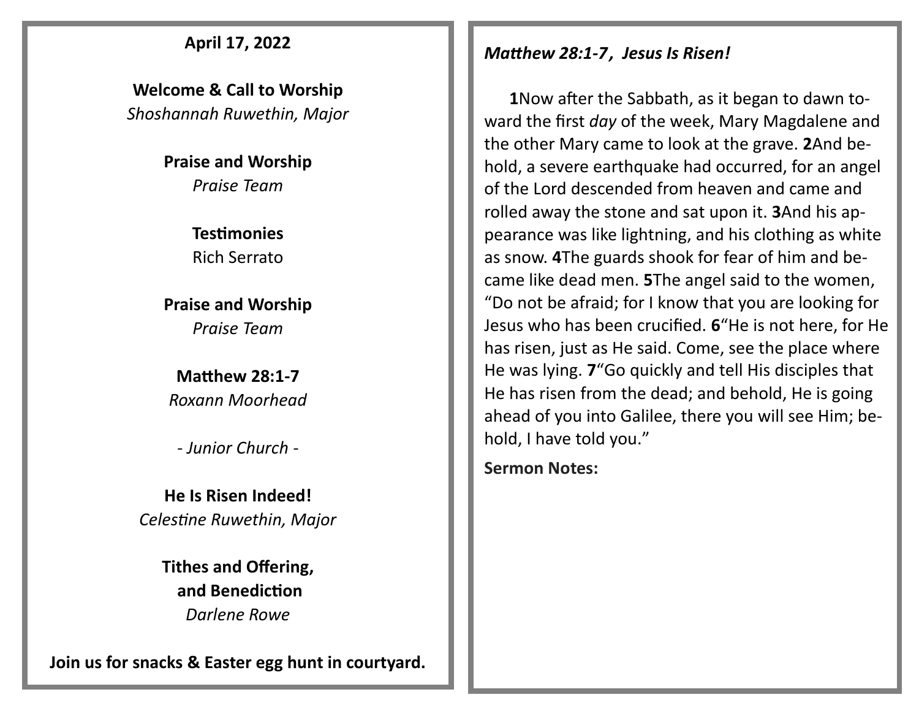**April 17, 2022**

**Welcome & Call to Worship**
*Shoshannah Ruwethin, Major*

**Praise and Worship**
*Praise Team*

**Testimonies**
Rich Serrato

**Praise and Worship**
*Praise Team*

**Matthew 28:1-7**
*Roxann Moorhead*

*- Junior Church -*

**He Is Risen Indeed!**
*Celestine Ruwethin, Major*

**Tithes and Offering,**
**and Benediction**
*Darlene Rowe*

**Join us for snacks & Easter egg hunt in courtyard.**

***Matthew 28:1-7, Jesus Is Risen!***

**1**Now after the Sabbath, as it began to dawn toward the first *day* of the week, Mary Magdalene and the other Mary came to look at the grave. **2**And behold, a severe earthquake had occurred, for an angel of the Lord descended from heaven and came and rolled away the stone and sat upon it. **3**And his appearance was like lightning, and his clothing as white as snow. **4**The guards shook for fear of him and became like dead men. **5**The angel said to the women, "Do not be afraid; for I know that you are looking for Jesus who has been crucified. **6**"He is not here, for He has risen, just as He said. Come, see the place where He was lying. **7**"Go quickly and tell His disciples that He has risen from the dead; and behold, He is going ahead of you into Galilee, there you will see Him; behold, I have told you."

**Sermon Notes:**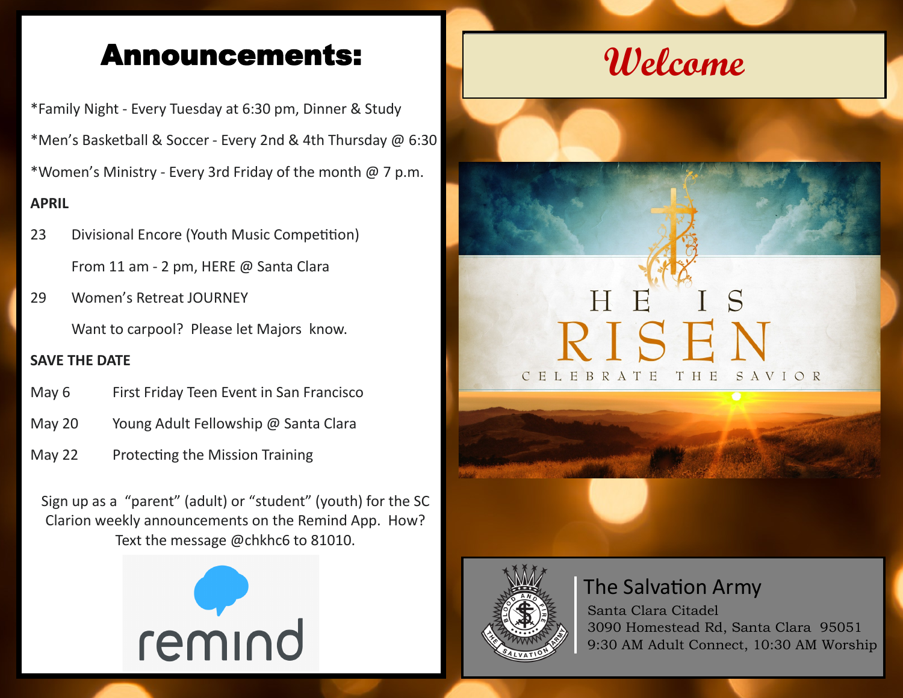# Announcements:

*Family Night - Every Tuesday at 6:30 pm, Dinner & Study

*Men's Basketball & Soccer - Every 2nd & 4th Thursday @ 6:30

*Women's Ministry - Every 3rd Friday of the month @ 7 p.m.

**APRIL**

23 Divisional Encore (Youth Music Competition)
From 11 am - 2 pm, HERE @ Santa Clara

29 Women's Retreat JOURNEY
Want to carpool? Please let Majors know.

**SAVE THE DATE**

May 6 First Friday Teen Event in San Francisco

May 20 Young Adult Fellowship @ Santa Clara

May 22 Protecting the Mission Training

Sign up as a "parent" (adult) or "student" (youth) for the SC Clarion weekly announcements on the Remind App. How? Text the message @chkhc6 to 81010.

remind

# Welcome

HE IS RISEN

CELEBRATE THE SAVIOR

The Salvation Army

Santa Clara Citadel
3090 Homestead Rd, Santa Clara 95051
9:30 AM Adult Connect, 10:30 AM Worship